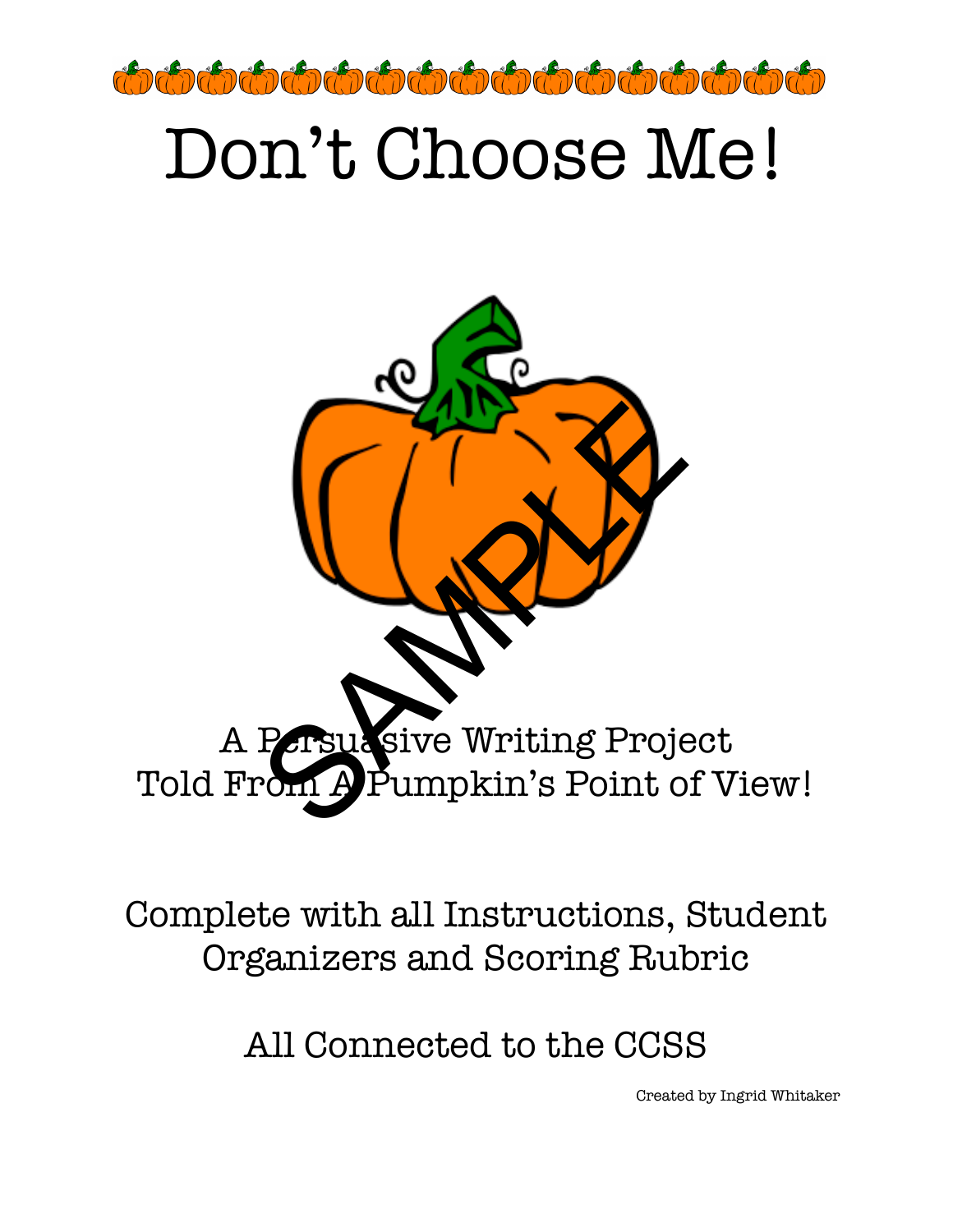# Don't Choose Me!

SAMPLE

A Persuasive Writing Project
Told From A Pumpkin's Point of View!

Complete with all Instructions, Student Organizers and Scoring Rubric

All Connected to the CCSS

Created by Ingrid Whitaker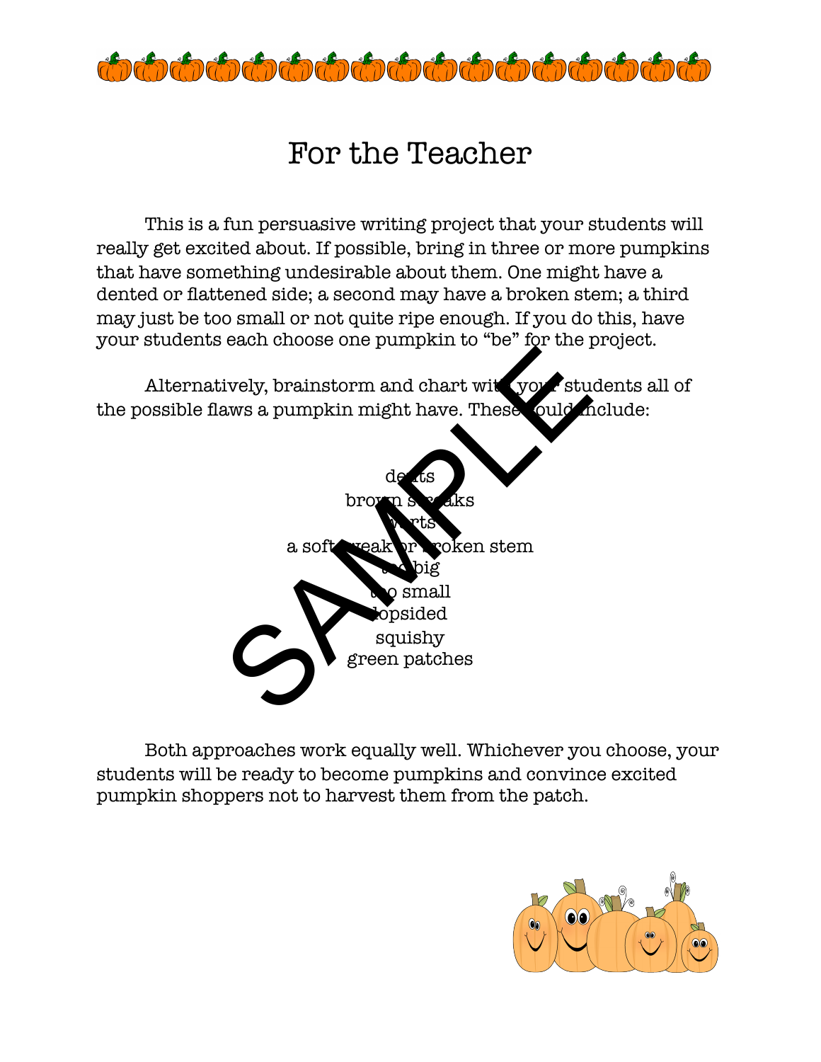# For the Teacher

This is a fun persuasive writing project that your students will really get excited about. If possible, bring in three or more pumpkins that have something undesirable about them. One might have a dented or flattened side; a second may have a broken stem; a third may just be too small or not quite ripe enough. If you do this, have your students each choose one pumpkin to "be" for the project.

Alternatively, brainstorm and chart with your students all of the possible flaws a pumpkin might have. These could include:

dents
brown streaks
warts
a soft, weak or broken stem
too big
too small
lopsided
squishy
green patches

Both approaches work equally well. Whichever you choose, your students will be ready to become pumpkins and convince excited pumpkin shoppers not to harvest them from the patch.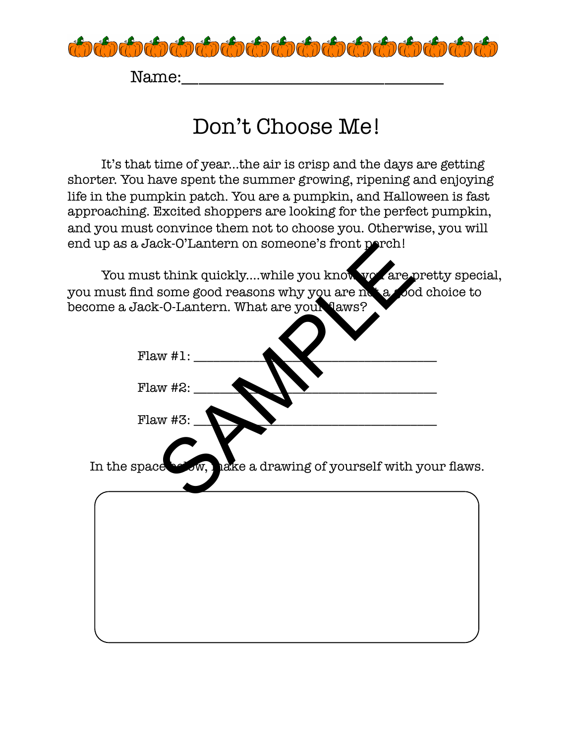Name:______________________________

# Don't Choose Me!

It's that time of year...the air is crisp and the days are getting shorter. You have spent the summer growing, ripening and enjoying life in the pumpkin patch. You are a pumpkin, and Halloween is fast approaching. Excited shoppers are looking for the perfect pumpkin, and you must convince them not to choose you. Otherwise, you will end up as a Jack-O'Lantern on someone's front porch!

You must think quickly....while you know you are pretty special, you must find some good reasons why you are not a good choice to become a Jack-O-Lantern. What are your flaws?

Flaw #1: ___________________________________

Flaw #2: ___________________________________

Flaw #3: ___________________________________

In the space below, make a drawing of yourself with your flaws.

SAMPLE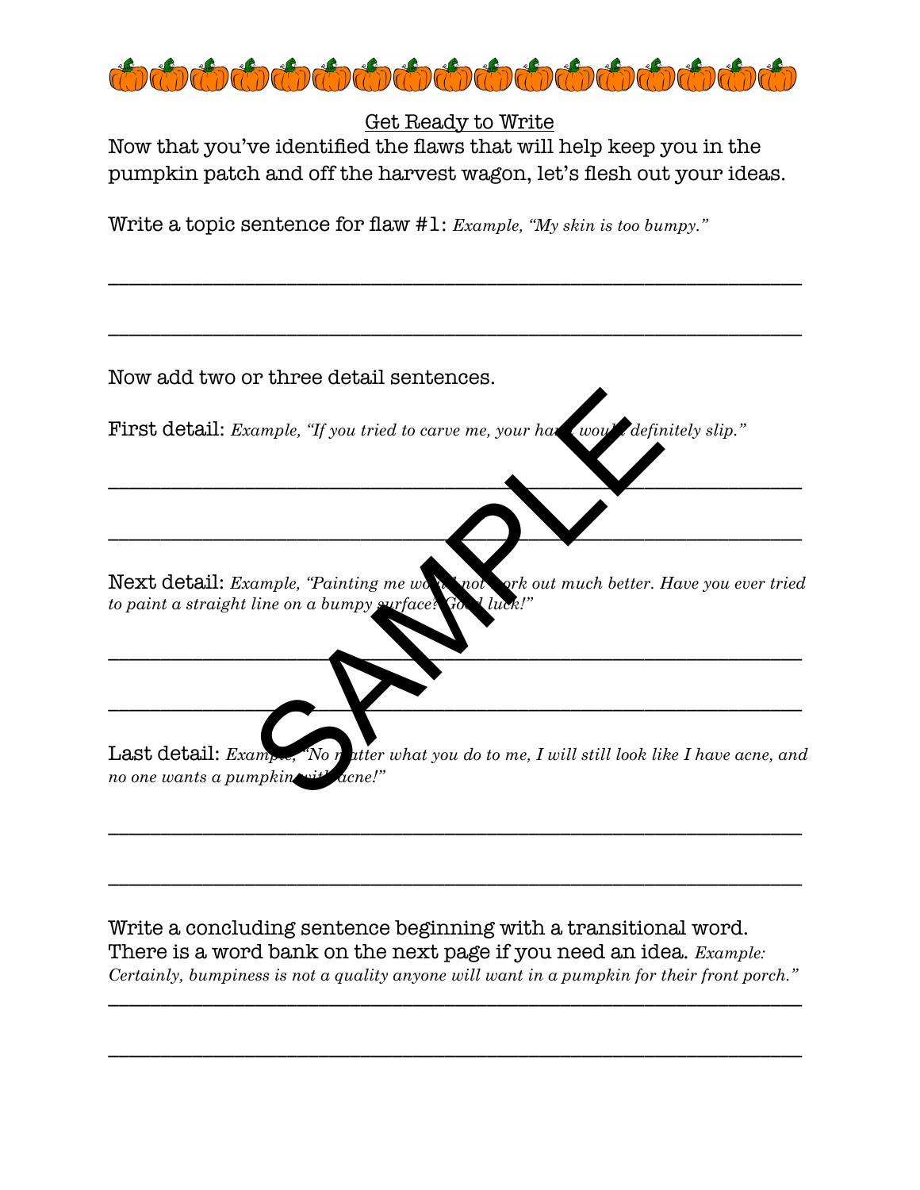## Get Ready to Write

Now that you've identified the flaws that will help keep you in the pumpkin patch and off the harvest wagon, let's flesh out your ideas.

Write a topic sentence for flaw #1: *Example, "My skin is too bumpy."*

\_\_\_\_\_\_\_\_\_\_\_\_\_\_\_\_\_\_\_\_\_\_\_\_\_\_\_\_\_\_\_\_\_\_\_\_\_\_\_\_\_\_\_\_\_\_\_\_\_\_\_\_\_\_\_\_\_\_\_\_

\_\_\_\_\_\_\_\_\_\_\_\_\_\_\_\_\_\_\_\_\_\_\_\_\_\_\_\_\_\_\_\_\_\_\_\_\_\_\_\_\_\_\_\_\_\_\_\_\_\_\_\_\_\_\_\_\_\_\_\_

Now add two or three detail sentences.

First detail: *Example, "If you tried to carve me, your hand would definitely slip."*

\_\_\_\_\_\_\_\_\_\_\_\_\_\_\_\_\_\_\_\_\_\_\_\_\_\_\_\_\_\_\_\_\_\_\_\_\_\_\_\_\_\_\_\_\_\_\_\_\_\_\_\_\_\_\_\_\_\_\_\_

\_\_\_\_\_\_\_\_\_\_\_\_\_\_\_\_\_\_\_\_\_\_\_\_\_\_\_\_\_\_\_\_\_\_\_\_\_\_\_\_\_\_\_\_\_\_\_\_\_\_\_\_\_\_\_\_\_\_\_\_

Next detail: *Example, "Painting me would not work out much better. Have you ever tried to paint a straight line on a bumpy surface? Good luck!"*

\_\_\_\_\_\_\_\_\_\_\_\_\_\_\_\_\_\_\_\_\_\_\_\_\_\_\_\_\_\_\_\_\_\_\_\_\_\_\_\_\_\_\_\_\_\_\_\_\_\_\_\_\_\_\_\_\_\_\_\_

\_\_\_\_\_\_\_\_\_\_\_\_\_\_\_\_\_\_\_\_\_\_\_\_\_\_\_\_\_\_\_\_\_\_\_\_\_\_\_\_\_\_\_\_\_\_\_\_\_\_\_\_\_\_\_\_\_\_\_\_

Last detail: *Example, "No matter what you do to me, I will still look like I have acne, and no one wants a pumpkin with acne!"*

\_\_\_\_\_\_\_\_\_\_\_\_\_\_\_\_\_\_\_\_\_\_\_\_\_\_\_\_\_\_\_\_\_\_\_\_\_\_\_\_\_\_\_\_\_\_\_\_\_\_\_\_\_\_\_\_\_\_\_\_

\_\_\_\_\_\_\_\_\_\_\_\_\_\_\_\_\_\_\_\_\_\_\_\_\_\_\_\_\_\_\_\_\_\_\_\_\_\_\_\_\_\_\_\_\_\_\_\_\_\_\_\_\_\_\_\_\_\_\_\_

Write a concluding sentence beginning with a transitional word. There is a word bank on the next page if you need an idea. *Example: Certainly, bumpiness is not a quality anyone will want in a pumpkin for their front porch."*

\_\_\_\_\_\_\_\_\_\_\_\_\_\_\_\_\_\_\_\_\_\_\_\_\_\_\_\_\_\_\_\_\_\_\_\_\_\_\_\_\_\_\_\_\_\_\_\_\_\_\_\_\_\_\_\_\_\_\_\_

\_\_\_\_\_\_\_\_\_\_\_\_\_\_\_\_\_\_\_\_\_\_\_\_\_\_\_\_\_\_\_\_\_\_\_\_\_\_\_\_\_\_\_\_\_\_\_\_\_\_\_\_\_\_\_\_\_\_\_\_